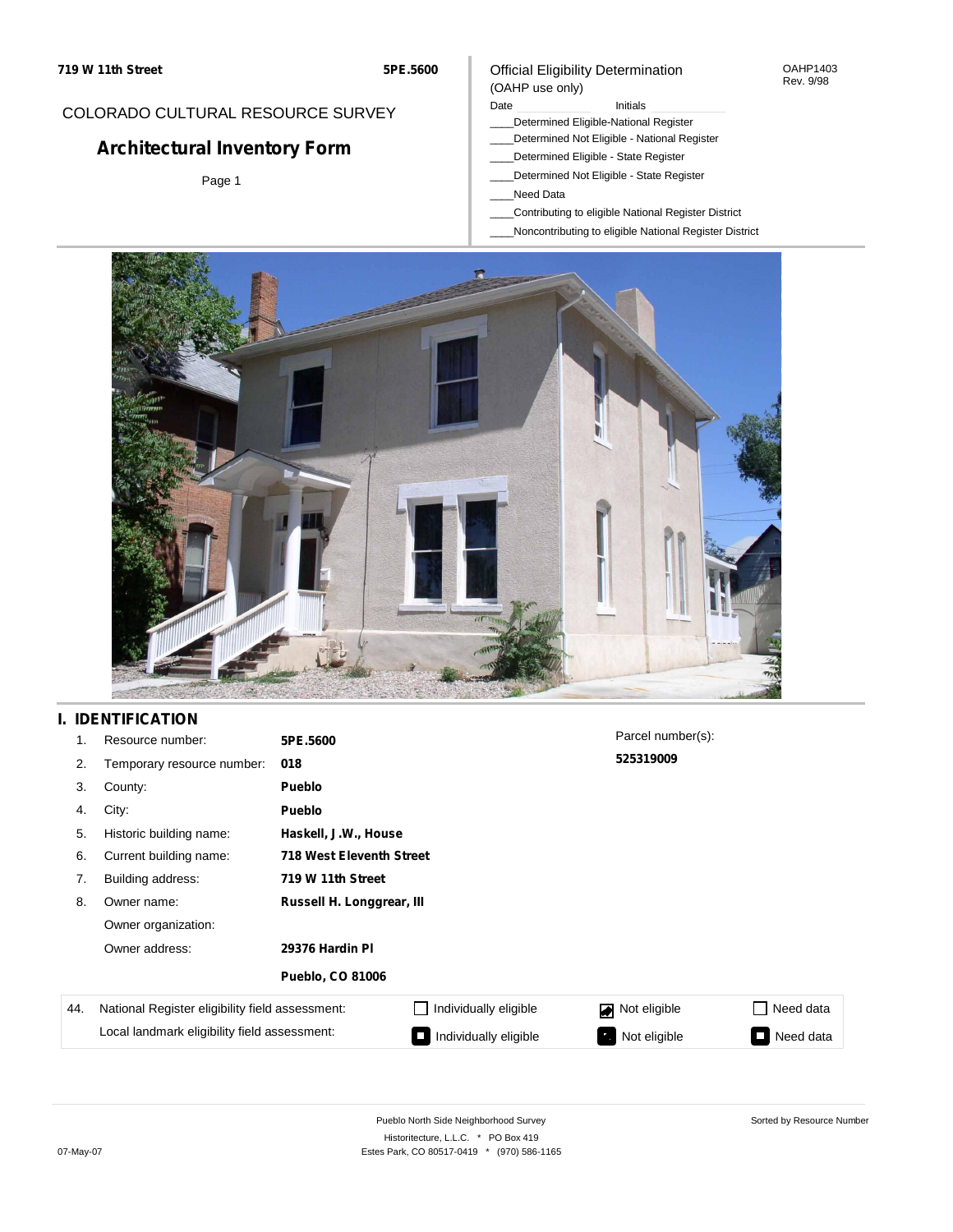719 W 11th Street **5PE.5600**

COLORADO CULTURAL RESOURCE SURVEY

# Architectural Inventory Form

Official Eligibility Determination
(OAHP use only)

OAHP1403
Rev. 9/98

Date ______ Initials ______

____Determined Eligible-National Register
____Determined Not Eligible - National Register
____Determined Eligible - State Register
____Determined Not Eligible - State Register
____Need Data
____Contributing to eligible National Register District
____Noncontributing to eligible National Register District

## I. IDENTIFICATION

| | | |
|---|---|---|
| 1. | Resource number: | **5PE.5600** |
| 2. | Temporary resource number: | **018** |
| 3. | County: | **Pueblo** |
| 4. | City: | **Pueblo** |
| 5. | Historic building name: | **Haskell, J.W., House** |
| 6. | Current building name: | **718 West Eleventh Street** |
| 7. | Building address: | **719 W 11th Street** |
| 8. | Owner name: | **Russell H. Longgrear, III** |
| | Owner organization: | |
| | Owner address: | **29376 Hardin Pl** |
| | | **Pueblo, CO 81006** |

Parcel number(s):
**525319009**

| 44. | National Register eligibility field assessment: | ☐ Individually eligible | ☑ Not eligible | ☐ Need data |
|---|---|---|---|---|
| | Local landmark eligibility field assessment: | ■ Individually eligible | ■ Not eligible | ■ Need data |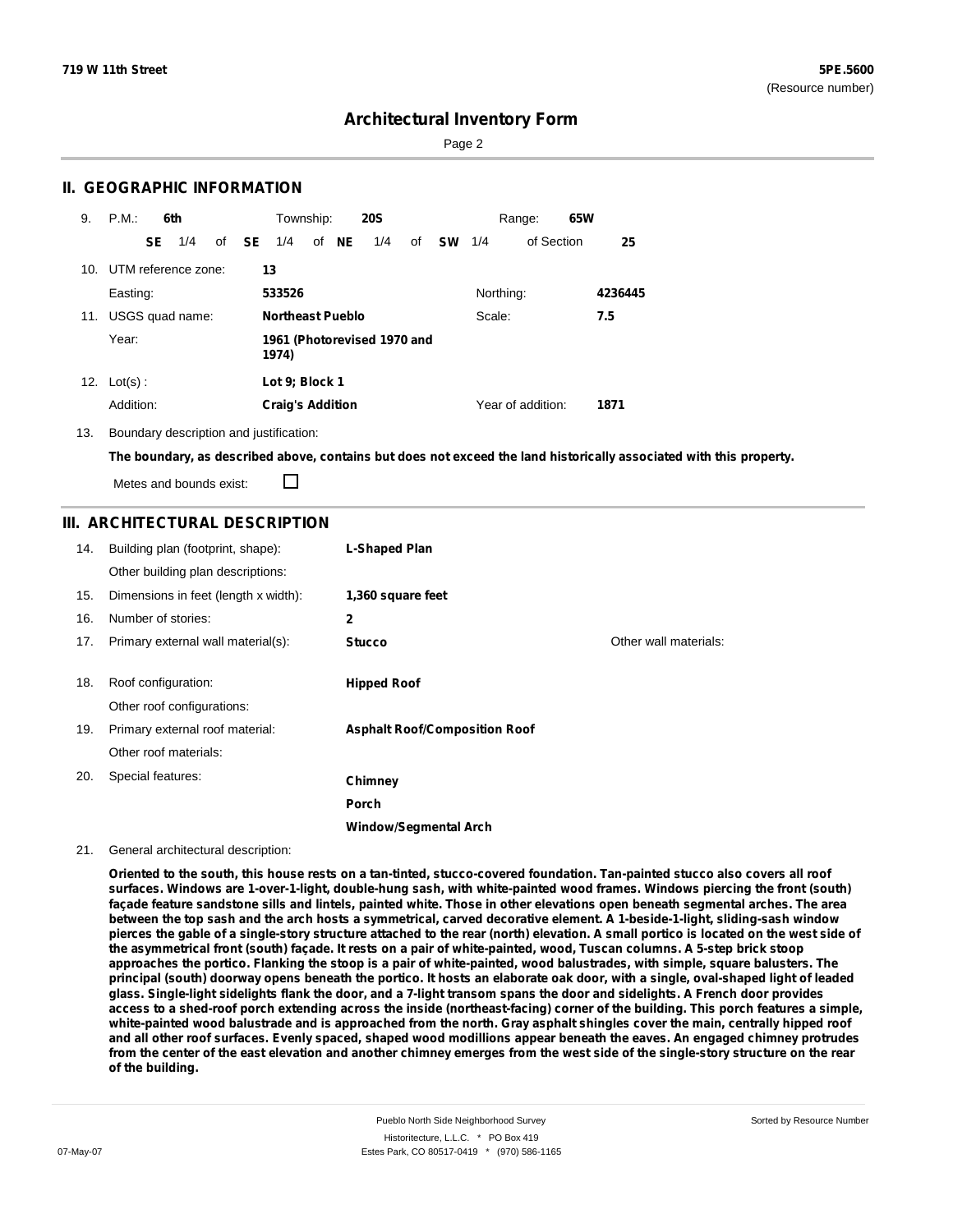# Architectural Inventory Form

## II. GEOGRAPHIC INFORMATION

9. P.M.: **6th** Township: **20S** Range: **65W**

**SE** 1/4 of **SE** 1/4 of **NE** 1/4 of **SW** 1/4 of Section **25**

10. UTM reference zone: **13**

Easting: **533526** Northing: **4236445**

11. USGS quad name: **Northeast Pueblo** Scale: **7.5**

Year: **1961 (Photorevised 1970 and 1974)**

12. Lot(s): **Lot 9; Block 1**

Addition: **Craig's Addition** Year of addition: **1871**

13. Boundary description and justification:

**The boundary, as described above, contains but does not exceed the land historically associated with this property.**

Metes and bounds exist: ☐

## III. ARCHITECTURAL DESCRIPTION

14. Building plan (footprint, shape): **L-Shaped Plan**

Other building plan descriptions:

15. Dimensions in feet (length x width): **1,360 square feet**

16. Number of stories: **2**

17. Primary external wall material(s): **Stucco** Other wall materials:

18. Roof configuration: **Hipped Roof**

Other roof configurations:

19. Primary external roof material: **Asphalt Roof/Composition Roof**

Other roof materials:

20. Special features:

**Chimney**

**Porch**

**Window/Segmental Arch**

21. General architectural description:

**Oriented to the south, this house rests on a tan-tinted, stucco-covered foundation. Tan-painted stucco also covers all roof surfaces. Windows are 1-over-1-light, double-hung sash, with white-painted wood frames. Windows piercing the front (south) façade feature sandstone sills and lintels, painted white. Those in other elevations open beneath segmental arches. The area between the top sash and the arch hosts a symmetrical, carved decorative element. A 1-beside-1-light, sliding-sash window pierces the gable of a single-story structure attached to the rear (north) elevation. A small portico is located on the west side of the asymmetrical front (south) façade. It rests on a pair of white-painted, wood, Tuscan columns. A 5-step brick stoop approaches the portico. Flanking the stoop is a pair of white-painted, wood balustrades, with simple, square balusters. The principal (south) doorway opens beneath the portico. It hosts an elaborate oak door, with a single, oval-shaped light of leaded glass. Single-light sidelights flank the door, and a 7-light transom spans the door and sidelights. A French door provides access to a shed-roof porch extending across the inside (northeast-facing) corner of the building. This porch features a simple, white-painted wood balustrade and is approached from the north. Gray asphalt shingles cover the main, centrally hipped roof and all other roof surfaces. Evenly spaced, shaped wood modillions appear beneath the eaves. An engaged chimney protrudes from the center of the east elevation and another chimney emerges from the west side of the single-story structure on the rear of the building.**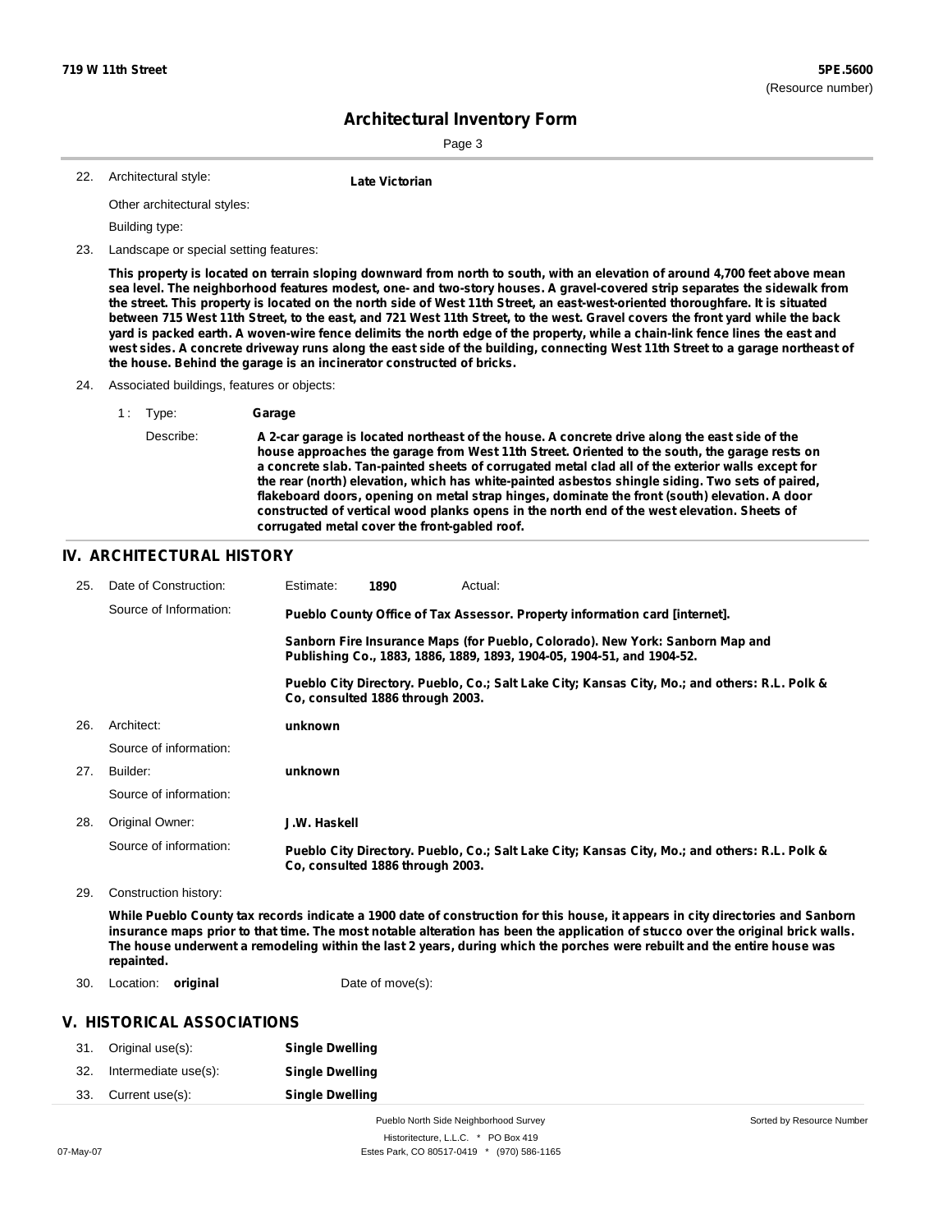## Architectural Inventory Form

22. Architectural style: **Late Victorian**

Other architectural styles:

Building type:

23. Landscape or special setting features:

**This property is located on terrain sloping downward from north to south, with an elevation of around 4,700 feet above mean sea level. The neighborhood features modest, one- and two-story houses. A gravel-covered strip separates the sidewalk from the street. This property is located on the north side of West 11th Street, an east-west-oriented thoroughfare. It is situated between 715 West 11th Street, to the east, and 721 West 11th Street, to the west. Gravel covers the front yard while the back yard is packed earth. A woven-wire fence delimits the north edge of the property, while a chain-link fence lines the east and west sides. A concrete driveway runs along the east side of the building, connecting West 11th Street to a garage northeast of the house. Behind the garage is an incinerator constructed of bricks.**

24. Associated buildings, features or objects:

1 : Type: **Garage**

Describe: **A 2-car garage is located northeast of the house. A concrete drive along the east side of the house approaches the garage from West 11th Street. Oriented to the south, the garage rests on a concrete slab. Tan-painted sheets of corrugated metal clad all of the exterior walls except for the rear (north) elevation, which has white-painted asbestos shingle siding. Two sets of paired, flakeboard doors, opening on metal strap hinges, dominate the front (south) elevation. A door constructed of vertical wood planks opens in the north end of the west elevation. Sheets of corrugated metal cover the front-gabled roof.**

## IV. ARCHITECTURAL HISTORY

25. Date of Construction: Estimate: **1890** Actual:

Source of Information: **Pueblo County Office of Tax Assessor. Property information card [internet].**

**Sanborn Fire Insurance Maps (for Pueblo, Colorado). New York: Sanborn Map and Publishing Co., 1883, 1886, 1889, 1893, 1904-05, 1904-51, and 1904-52.**

**Pueblo City Directory. Pueblo, Co.; Salt Lake City; Kansas City, Mo.; and others: R.L. Polk & Co, consulted 1886 through 2003.**

26. Architect: **unknown**

Source of information:

27. Builder: **unknown**

Source of information:

28. Original Owner: **J.W. Haskell**

Source of information: **Pueblo City Directory. Pueblo, Co.; Salt Lake City; Kansas City, Mo.; and others: R.L. Polk & Co, consulted 1886 through 2003.**

29. Construction history:

**While Pueblo County tax records indicate a 1900 date of construction for this house, it appears in city directories and Sanborn insurance maps prior to that time. The most notable alteration has been the application of stucco over the original brick walls. The house underwent a remodeling within the last 2 years, during which the porches were rebuilt and the entire house was repainted.**

30. Location: **original** Date of move(s):

## V. HISTORICAL ASSOCIATIONS

31. Original use(s): **Single Dwelling**
32. Intermediate use(s): **Single Dwelling**
33. Current use(s): **Single Dwelling**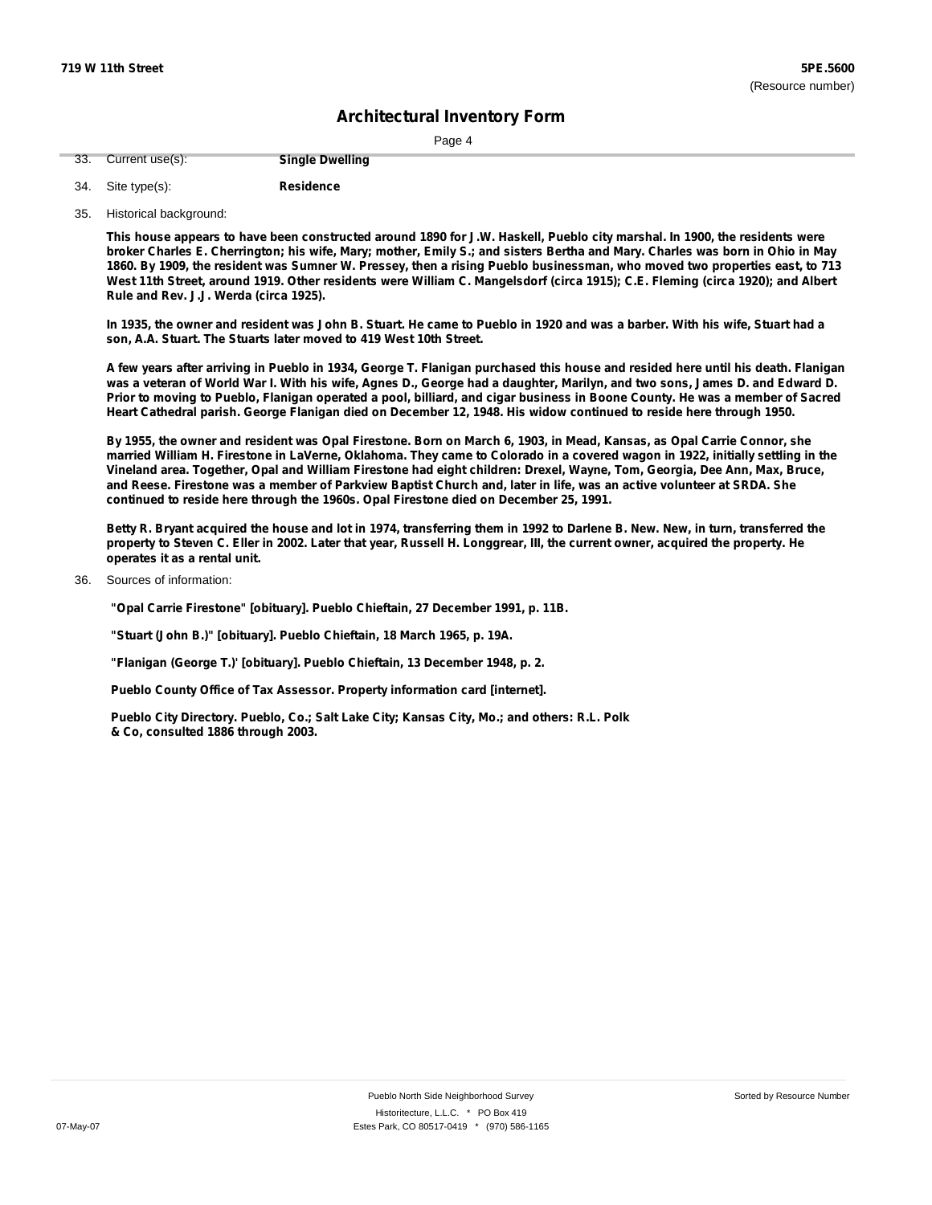## Architectural Inventory Form

33. Current use(s): **Single Dwelling**

34. Site type(s): **Residence**

35. Historical background:

**This house appears to have been constructed around 1890 for J.W. Haskell, Pueblo city marshal. In 1900, the residents were broker Charles E. Cherrington; his wife, Mary; mother, Emily S.; and sisters Bertha and Mary. Charles was born in Ohio in May 1860. By 1909, the resident was Sumner W. Pressey, then a rising Pueblo businessman, who moved two properties east, to 713 West 11th Street, around 1919. Other residents were William C. Mangelsdorf (circa 1915); C.E. Fleming (circa 1920); and Albert Rule and Rev. J.J. Werda (circa 1925).**

**In 1935, the owner and resident was John B. Stuart. He came to Pueblo in 1920 and was a barber. With his wife, Stuart had a son, A.A. Stuart. The Stuarts later moved to 419 West 10th Street.**

**A few years after arriving in Pueblo in 1934, George T. Flanigan purchased this house and resided here until his death. Flanigan was a veteran of World War I. With his wife, Agnes D., George had a daughter, Marilyn, and two sons, James D. and Edward D. Prior to moving to Pueblo, Flanigan operated a pool, billiard, and cigar business in Boone County. He was a member of Sacred Heart Cathedral parish. George Flanigan died on December 12, 1948. His widow continued to reside here through 1950.**

**By 1955, the owner and resident was Opal Firestone. Born on March 6, 1903, in Mead, Kansas, as Opal Carrie Connor, she married William H. Firestone in LaVerne, Oklahoma. They came to Colorado in a covered wagon in 1922, initially settling in the Vineland area. Together, Opal and William Firestone had eight children: Drexel, Wayne, Tom, Georgia, Dee Ann, Max, Bruce, and Reese. Firestone was a member of Parkview Baptist Church and, later in life, was an active volunteer at SRDA. She continued to reside here through the 1960s. Opal Firestone died on December 25, 1991.**

**Betty R. Bryant acquired the house and lot in 1974, transferring them in 1992 to Darlene B. New. New, in turn, transferred the property to Steven C. Eller in 2002. Later that year, Russell H. Longgrear, III, the current owner, acquired the property. He operates it as a rental unit.**

36. Sources of information:

**"Opal Carrie Firestone" [obituary]. Pueblo Chieftain, 27 December 1991, p. 11B.**

**"Stuart (John B.)" [obituary]. Pueblo Chieftain, 18 March 1965, p. 19A.**

**"Flanigan (George T.)' [obituary]. Pueblo Chieftain, 13 December 1948, p. 2.**

**Pueblo County Office of Tax Assessor. Property information card [internet].**

**Pueblo City Directory. Pueblo, Co.; Salt Lake City; Kansas City, Mo.; and others: R.L. Polk & Co, consulted 1886 through 2003.**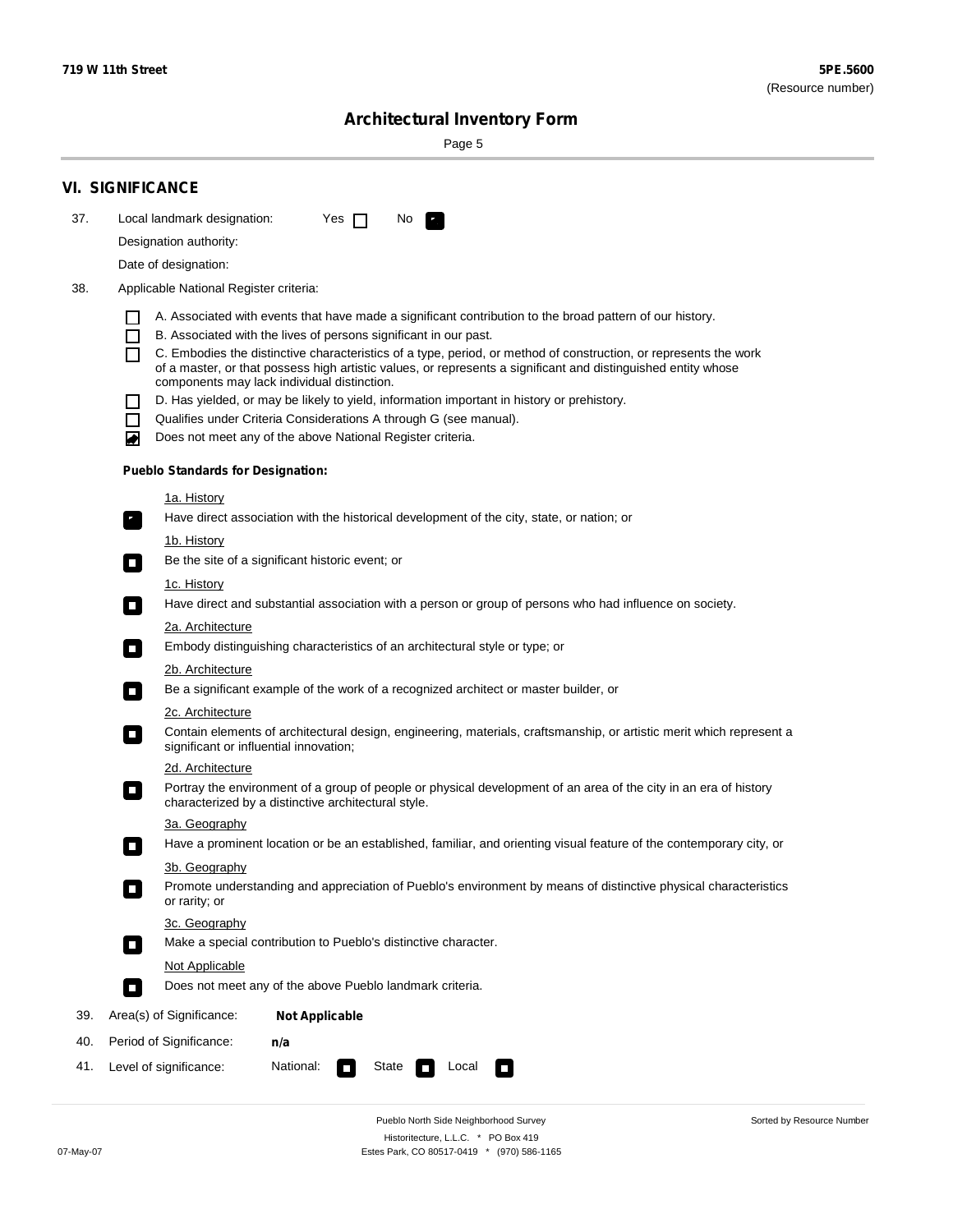**719 W 11th Street**

**5PE.5600**
(Resource number)

# Architectural Inventory Form

## VI. SIGNIFICANCE

37. Local landmark designation: Yes ☐ No ☑

    Designation authority:

    Date of designation:

38. Applicable National Register criteria:

    ☐ A. Associated with events that have made a significant contribution to the broad pattern of our history.
    ☐ B. Associated with the lives of persons significant in our past.
    ☐ C. Embodies the distinctive characteristics of a type, period, or method of construction, or represents the work of a master, or that possess high artistic values, or represents a significant and distinguished entity whose components may lack individual distinction.
    ☐ D. Has yielded, or may be likely to yield, information important in history or prehistory.
    ☐ Qualifies under Criteria Considerations A through G (see manual).
    ☑ Does not meet any of the above National Register criteria.

    **Pueblo Standards for Designation:**

    1a. History
    ☑ Have direct association with the historical development of the city, state, or nation; or

    1b. History
    ☐ Be the site of a significant historic event; or

    1c. History
    ☐ Have direct and substantial association with a person or group of persons who had influence on society.

    2a. Architecture
    ☐ Embody distinguishing characteristics of an architectural style or type; or

    2b. Architecture
    ☐ Be a significant example of the work of a recognized architect or master builder, or

    2c. Architecture
    ☐ Contain elements of architectural design, engineering, materials, craftsmanship, or artistic merit which represent a significant or influential innovation;

    2d. Architecture
    ☐ Portray the environment of a group of people or physical development of an area of the city in an era of history characterized by a distinctive architectural style.

    3a. Geography
    ☐ Have a prominent location or be an established, familiar, and orienting visual feature of the contemporary city, or

    3b. Geography
    ☐ Promote understanding and appreciation of Pueblo's environment by means of distinctive physical characteristics or rarity; or

    3c. Geography
    ☐ Make a special contribution to Pueblo's distinctive character.

    Not Applicable
    ☐ Does not meet any of the above Pueblo landmark criteria.

39. Area(s) of Significance: **Not Applicable**

40. Period of Significance: **n/a**

41. Level of significance: National: ☐ State ☐ Local ☐

Pueblo North Side Neighborhood Survey
Historitecture, L.L.C. * PO Box 419
Estes Park, CO 80517-0419 * (970) 586-1165

07-May-07

Sorted by Resource Number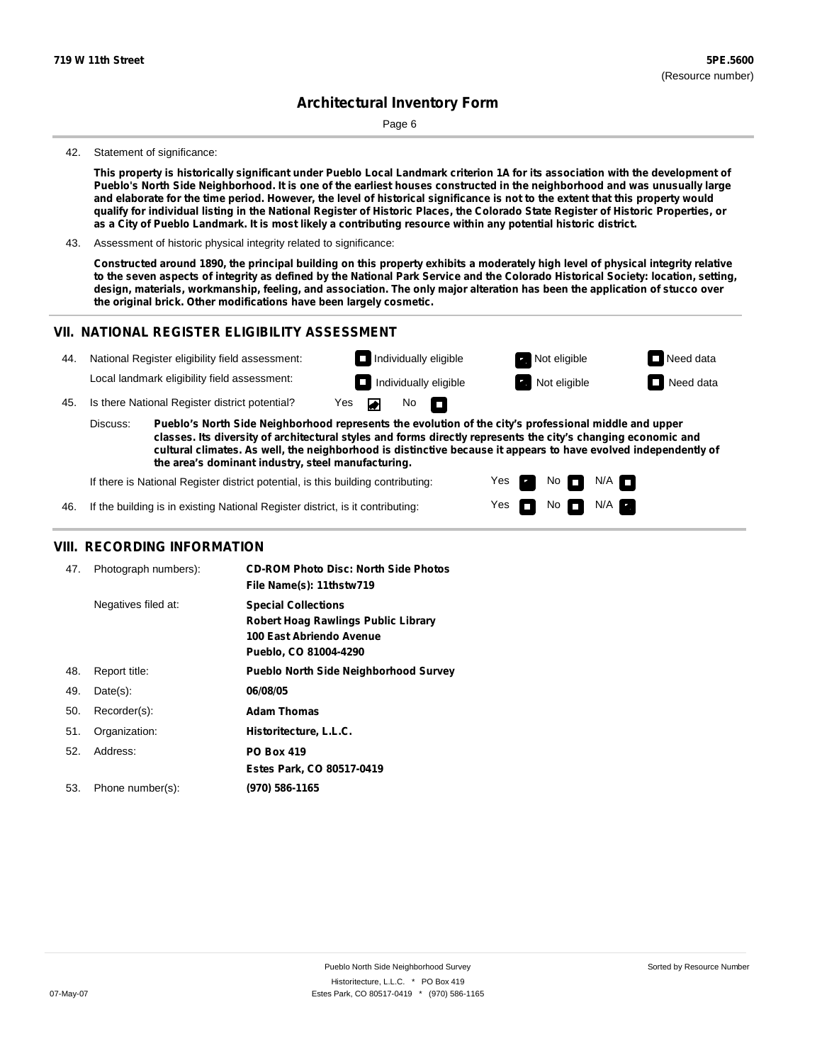42. Statement of significance:

**This property is historically significant under Pueblo Local Landmark criterion 1A for its association with the development of Pueblo's North Side Neighborhood. It is one of the earliest houses constructed in the neighborhood and was unusually large and elaborate for the time period. However, the level of historical significance is not to the extent that this property would qualify for individual listing in the National Register of Historic Places, the Colorado State Register of Historic Properties, or as a City of Pueblo Landmark. It is most likely a contributing resource within any potential historic district.**

43. Assessment of historic physical integrity related to significance:

**Constructed around 1890, the principal building on this property exhibits a moderately high level of physical integrity relative to the seven aspects of integrity as defined by the National Park Service and the Colorado Historical Society: location, setting, design, materials, workmanship, feeling, and association. The only major alteration has been the application of stucco over the original brick. Other modifications have been largely cosmetic.**

## VII. NATIONAL REGISTER ELIGIBILITY ASSESSMENT

44. National Register eligibility field assessment: ☐ Individually eligible ☒ Not eligible ☐ Need data

Local landmark eligibility field assessment: ☐ Individually eligible ☒ Not eligible ☐ Need data

45. Is there National Register district potential? Yes ☒ No ☐

Discuss: **Pueblo's North Side Neighborhood represents the evolution of the city's professional middle and upper classes. Its diversity of architectural styles and forms directly represents the city's changing economic and cultural climates. As well, the neighborhood is distinctive because it appears to have evolved independently of the area's dominant industry, steel manufacturing.**

If there is National Register district potential, is this building contributing: Yes ☒ No ☐ N/A ☐

46. If the building is in existing National Register district, is it contributing: Yes ☐ No ☐ N/A ☒

## VIII. RECORDING INFORMATION

| | | |
|---|---|---|
| 47. | Photograph numbers): | **CD-ROM Photo Disc: North Side Photos**<br>**File Name(s): 11thstw719** |
| | Negatives filed at: | **Special Collections**<br>**Robert Hoag Rawlings Public Library**<br>**100 East Abriendo Avenue**<br>**Pueblo, CO 81004-4290** |
| 48. | Report title: | **Pueblo North Side Neighborhood Survey** |
| 49. | Date(s): | **06/08/05** |
| 50. | Recorder(s): | **Adam Thomas** |
| 51. | Organization: | **Historitecture, L.L.C.** |
| 52. | Address: | **PO Box 419**<br>**Estes Park, CO 80517-0419** |
| 53. | Phone number(s): | **(970) 586-1165** |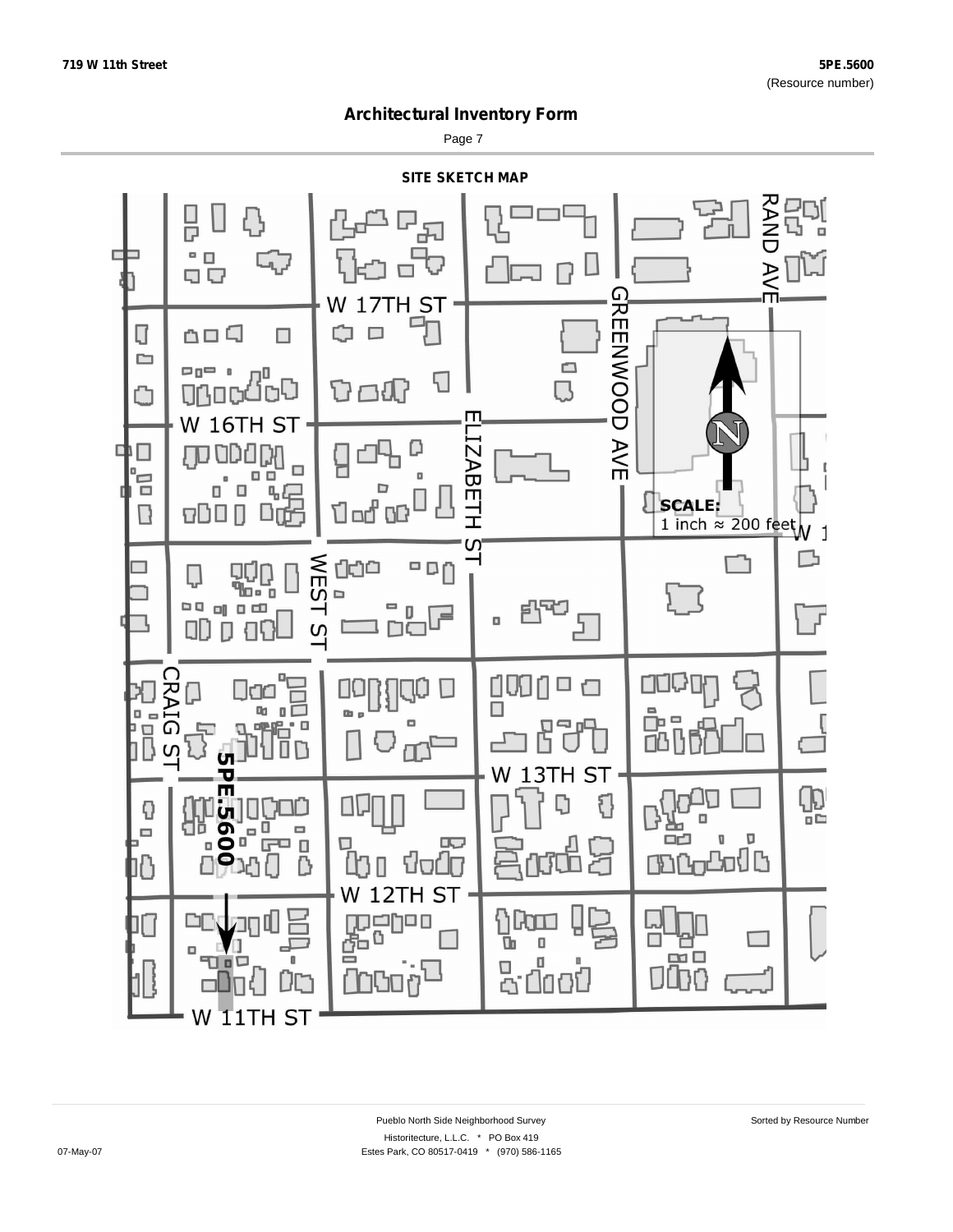719 W 11th Street

5PE.5600
(Resource number)

# Architectural Inventory Form

Page 7

## SITE SKETCH MAP

W 17TH ST

GREENWOOD AVE

RAND AVE

W 16TH ST

ELIZABETH ST

SCALE:
1 inch ≈ 200 feet

W 1

WEST ST

CRAIG ST

W 13TH ST

5PE.5600

W 12TH ST

W 11TH ST

Pueblo North Side Neighborhood Survey

Sorted by Resource Number

Historitecture, L.L.C. * PO Box 419

07-May-07

Estes Park, CO 80517-0419 * (970) 586-1165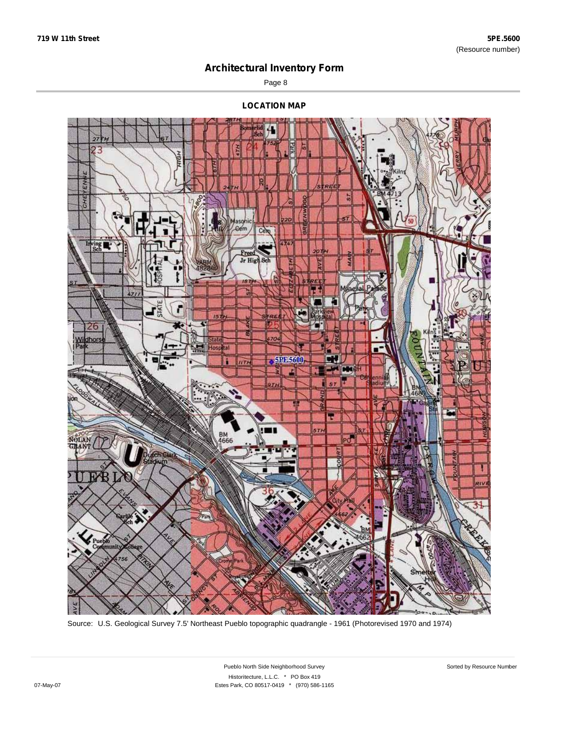## Architectural Inventory Form

### LOCATION MAP

Source: U.S. Geological Survey 7.5' Northeast Pueblo topographic quadrangle - 1961 (Photorevised 1970 and 1974)